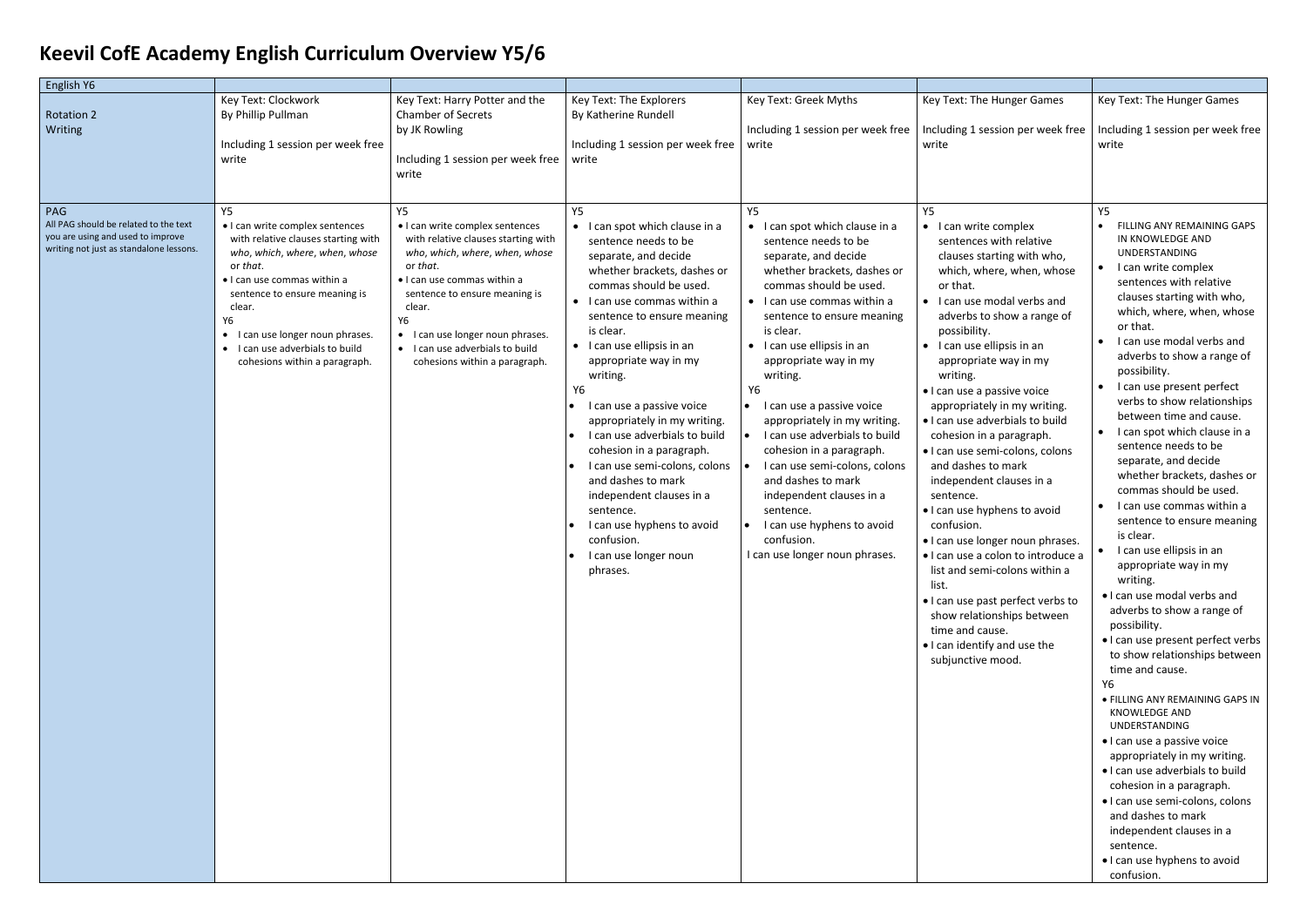# Keevil CofE Academy English Curriculum Overview Y5/6

| English Y6 | | | | | | |
|---|---|---|---|---|---|---|
| Rotation 2<br>Writing | Key Text: Clockwork<br>By Phillip Pullman<br><br>Including 1 session per week free write | Key Text: Harry Potter and the Chamber of Secrets<br>by JK Rowling<br><br>Including 1 session per week free write | Key Text: The Explorers<br>By Katherine Rundell<br><br>Including 1 session per week free write | Key Text: Greek Myths<br><br>Including 1 session per week free write | Key Text: The Hunger Games<br><br>Including 1 session per week free write | Key Text: The Hunger Games<br><br>Including 1 session per week free write |
| PAG<br>All PAG should be related to the text you are using and used to improve writing not just as standalone lessons. | Y5<br>• I can write complex sentences with relative clauses starting with *who*, *which*, *where*, *when*, *whose* or *that*.<br>• I can use commas within a sentence to ensure meaning is clear.<br>Y6<br>• I can use longer noun phrases.<br>• I can use adverbials to build cohesions within a paragraph. | Y5<br>• I can write complex sentences with relative clauses starting with *who*, *which*, *where*, *when*, *whose* or *that*.<br>• I can use commas within a sentence to ensure meaning is clear.<br>Y6<br>• I can use longer noun phrases.<br>• I can use adverbials to build cohesions within a paragraph. | Y5<br>• I can spot which clause in a sentence needs to be separate, and decide whether brackets, dashes or commas should be used.<br>• I can use commas within a sentence to ensure meaning is clear.<br>• I can use ellipsis in an appropriate way in my writing.<br>Y6<br>• I can use a passive voice appropriately in my writing.<br>• I can use adverbials to build cohesion in a paragraph.<br>• I can use semi-colons, colons and dashes to mark independent clauses in a sentence.<br>• I can use hyphens to avoid confusion.<br>• I can use longer noun phrases. | Y5<br>• I can spot which clause in a sentence needs to be separate, and decide whether brackets, dashes or commas should be used.<br>• I can use commas within a sentence to ensure meaning is clear.<br>• I can use ellipsis in an appropriate way in my writing.<br>Y6<br>• I can use a passive voice appropriately in my writing.<br>• I can use adverbials to build cohesion in a paragraph.<br>• I can use semi-colons, colons and dashes to mark independent clauses in a sentence.<br>• I can use hyphens to avoid confusion.<br>I can use longer noun phrases. | Y5<br>• I can write complex sentences with relative clauses starting with who, which, where, when, whose or that.<br>• I can use modal verbs and adverbs to show a range of possibility.<br>• I can use ellipsis in an appropriate way in my writing.<br>• I can use a passive voice appropriately in my writing.<br>• I can use adverbials to build cohesion in a paragraph.<br>• I can use semi-colons, colons and dashes to mark independent clauses in a sentence.<br>• I can use hyphens to avoid confusion.<br>• I can use longer noun phrases.<br>• I can use a colon to introduce a list and semi-colons within a list.<br>• I can use past perfect verbs to show relationships between time and cause.<br>• I can identify and use the subjunctive mood. | Y5<br>• FILLING ANY REMAINING GAPS IN KNOWLEDGE AND UNDERSTANDING<br>• I can write complex sentences with relative clauses starting with who, which, where, when, whose or that.<br>• I can use modal verbs and adverbs to show a range of possibility.<br>• I can use present perfect verbs to show relationships between time and cause.<br>• I can spot which clause in a sentence needs to be separate, and decide whether brackets, dashes or commas should be used.<br>• I can use commas within a sentence to ensure meaning is clear.<br>• I can use ellipsis in an appropriate way in my writing.<br>• I can use modal verbs and adverbs to show a range of possibility.<br>• I can use present perfect verbs to show relationships between time and cause.<br>Y6<br>• FILLING ANY REMAINING GAPS IN KNOWLEDGE AND UNDERSTANDING<br>• I can use a passive voice appropriately in my writing.<br>• I can use adverbials to build cohesion in a paragraph.<br>• I can use semi-colons, colons and dashes to mark independent clauses in a sentence.<br>• I can use hyphens to avoid confusion. |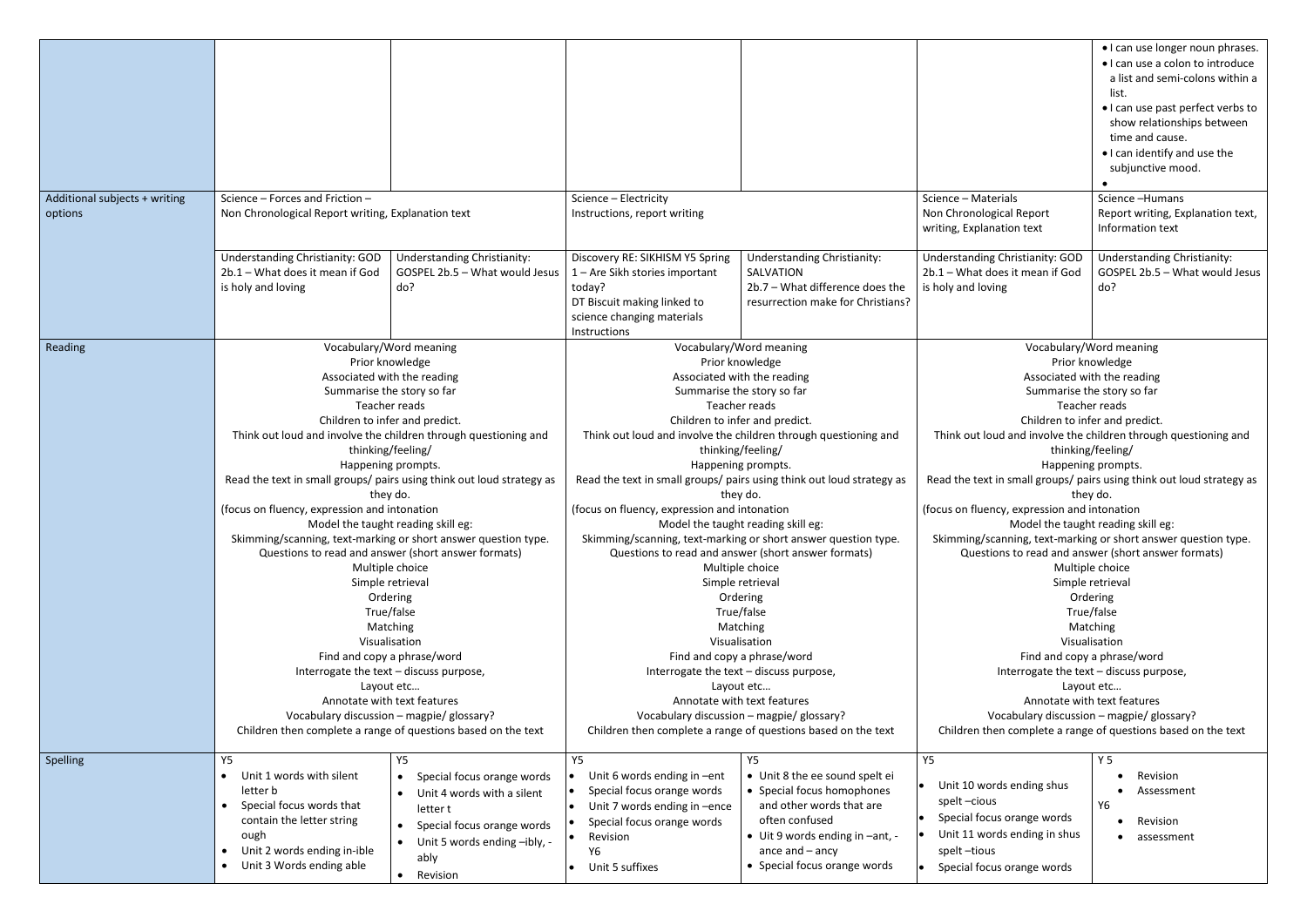| | | | | | | |
|---|---|---|---|---|---|---|
| | | | | | | • I can use longer noun phrases.<br>• I can use a colon to introduce a list and semi-colons within a list.<br>• I can use past perfect verbs to show relationships between time and cause.<br>• I can identify and use the subjunctive mood.<br>• |
| Additional subjects + writing options | Science – Forces and Friction –<br>Non Chronological Report writing, Explanation text | | Science – Electricity<br>Instructions, report writing | | Science – Materials<br>Non Chronological Report writing, Explanation text | Science –Humans<br>Report writing, Explanation text, Information text |
| | Understanding Christianity: GOD 2b.1 – What does it mean if God is holy and loving | Understanding Christianity: GOSPEL 2b.5 – What would Jesus do? | Discovery RE: SIKHISM Y5 Spring 1 – Are Sikh stories important today?<br>DT Biscuit making linked to science changing materials Instructions | Understanding Christianity: SALVATION<br>2b.7 – What difference does the resurrection make for Christians? | Understanding Christianity: GOD 2b.1 – What does it mean if God is holy and loving | Understanding Christianity: GOSPEL 2b.5 – What would Jesus do? |
| Reading | Vocabulary/Word meaning<br>Prior knowledge<br>Associated with the reading<br>Summarise the story so far<br>Teacher reads<br>Children to infer and predict.<br>Think out loud and involve the children through questioning and thinking/feeling/<br>Happening prompts.<br>Read the text in small groups/ pairs using think out loud strategy as they do.<br>(focus on fluency, expression and intonation<br>Model the taught reading skill eg:<br>Skimming/scanning, text-marking or short answer question type.<br>Questions to read and answer (short answer formats)<br>Multiple choice<br>Simple retrieval<br>Ordering<br>True/false<br>Matching<br>Visualisation<br>Find and copy a phrase/word<br>Interrogate the text – discuss purpose,<br>Layout etc…<br>Annotate with text features<br>Vocabulary discussion – magpie/ glossary?<br>Children then complete a range of questions based on the text | | Vocabulary/Word meaning<br>Prior knowledge<br>Associated with the reading<br>Summarise the story so far<br>Teacher reads<br>Children to infer and predict.<br>Think out loud and involve the children through questioning and thinking/feeling/<br>Happening prompts.<br>Read the text in small groups/ pairs using think out loud strategy as they do.<br>(focus on fluency, expression and intonation<br>Model the taught reading skill eg:<br>Skimming/scanning, text-marking or short answer question type.<br>Questions to read and answer (short answer formats)<br>Multiple choice<br>Simple retrieval<br>Ordering<br>True/false<br>Matching<br>Visualisation<br>Find and copy a phrase/word<br>Interrogate the text – discuss purpose,<br>Layout etc…<br>Annotate with text features<br>Vocabulary discussion – magpie/ glossary?<br>Children then complete a range of questions based on the text | | Vocabulary/Word meaning<br>Prior knowledge<br>Associated with the reading<br>Summarise the story so far<br>Teacher reads<br>Children to infer and predict.<br>Think out loud and involve the children through questioning and thinking/feeling/<br>Happening prompts.<br>Read the text in small groups/ pairs using think out loud strategy as they do.<br>(focus on fluency, expression and intonation<br>Model the taught reading skill eg:<br>Skimming/scanning, text-marking or short answer question type.<br>Questions to read and answer (short answer formats)<br>Multiple choice<br>Simple retrieval<br>Ordering<br>True/false<br>Matching<br>Visualisation<br>Find and copy a phrase/word<br>Interrogate the text – discuss purpose,<br>Layout etc…<br>Annotate with text features<br>Vocabulary discussion – magpie/ glossary?<br>Children then complete a range of questions based on the text | |
| Spelling | Y5<br>• Unit 1 words with silent letter b<br>• Special focus words that contain the letter string ough<br>• Unit 2 words ending in-ible<br>• Unit 3 Words ending able | Y5<br>• Special focus orange words<br>• Unit 4 words with a silent letter t<br>• Special focus orange words<br>• Unit 5 words ending –ibly, -ably<br>• Revision | Y5<br>• Unit 6 words ending in –ent<br>• Special focus orange words<br>• Unit 7 words ending in –ence<br>• Special focus orange words<br>• Revision<br>Y6<br>• Unit 5 suffixes | Y5<br>• Unit 8 the ee sound spelt ei<br>• Special focus homophones and other words that are often confused<br>• Uit 9 words ending in –ant, -ance and – ancy<br>• Special focus orange words | Y5<br>• Unit 10 words ending shus spelt –cious<br>• Special focus orange words<br>• Unit 11 words ending in shus spelt –tious<br>• Special focus orange words | Y 5<br>• Revision<br>• Assessment<br>Y6<br>• Revision<br>• assessment |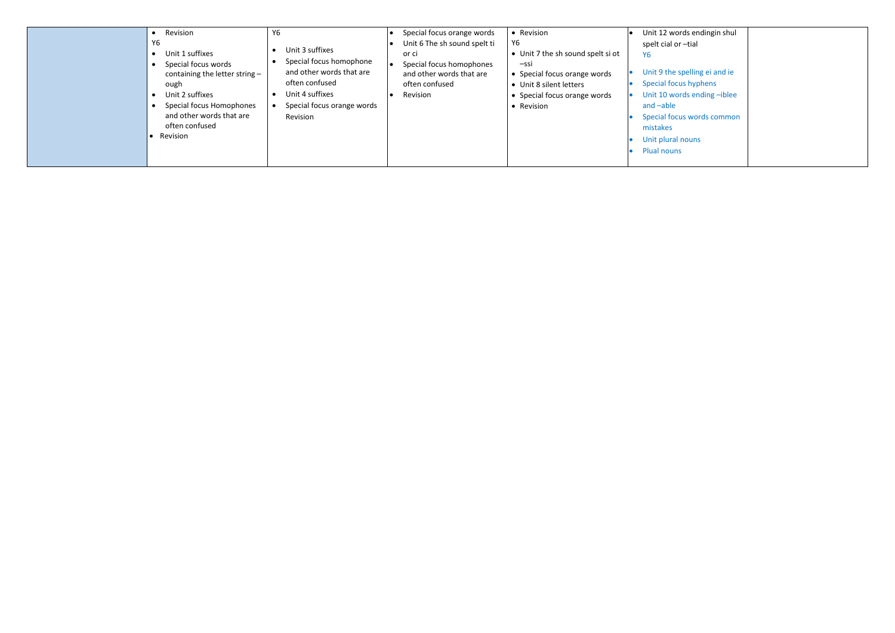| | | | | | | |
|---|---|---|---|---|---|---|
| | • Revision<br>Y6<br>• Unit 1 suffixes<br>• Special focus words containing the letter string –ough<br>• Unit 2 suffixes<br>• Special focus Homophones and other words that are often confused<br>• Revision | Y6<br>• Unit 3 suffixes<br>• Special focus homophone and other words that are often confused<br>• Unit 4 suffixes<br>• Special focus orange words Revision | • Special focus orange words<br>• Unit 6 The sh sound spelt ti or ci<br>• Special focus homophones and other words that are often confused<br>• Revision | • Revision<br>Y6<br>• Unit 7 the sh sound spelt si ot –ssi<br>• Special focus orange words<br>• Unit 8 silent letters<br>• Special focus orange words<br>• Revision | • Unit 12 words endingin shul spelt cial or –tial<br>Y6<br>• Unit 9 the spelling ei and ie<br>• Special focus hyphens<br>• Unit 10 words ending –iblee and –able<br>• Special focus words common mistakes<br>• Unit plural nouns<br>• Plual nouns | |